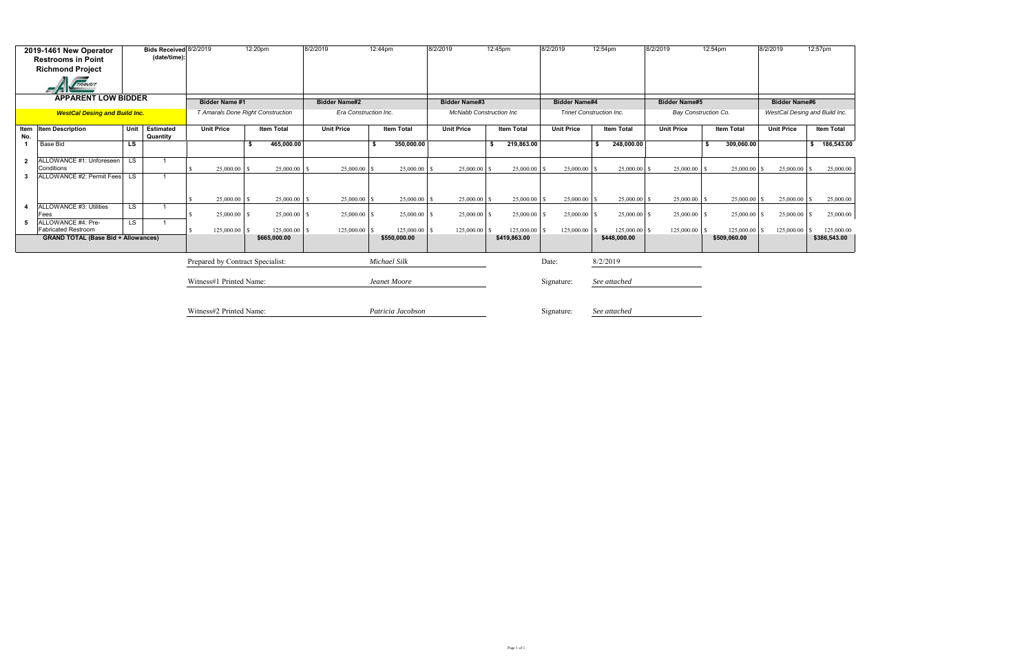| 2019-1461 New Operator Restrooms in Point Richmond Project | | Bids Received (date/time): | 8/2/2019 | 12:20pm | 8/2/2019 | 12:44pm | 8/2/2019 | 12:45pm | 8/2/2019 | 12:54pm | 8/2/2019 | 12:54pm | 8/2/2019 | 12:57pm |
|---|---|---|---|---|---|---|---|---|---|---|---|---|---|---|
| **APPARENT LOW BIDDER** | | | **Bidder Name #1** | | **Bidder Name#2** | | **Bidder Name#3** | | **Bidder Name#4** | | **Bidder Name#5** | | **Bidder Name#6** | |
| ***WestCal Desing and Build Inc.*** | | | *T Amarals Done Right Construction* | | *Era Construction Inc.* | | *McNabb Construction Inc* | | *Trinet Construction Inc.* | | *Bay Construction Co.* | | *WestCal Desing and Build Inc.* | |
| **Item No.** | **Item Description** | **Unit** | **Estimated Quantity** | **Unit Price** | **Item Total** | **Unit Price** | **Item Total** | **Unit Price** | **Item Total** | **Unit Price** | **Item Total** | **Unit Price** | **Item Total** | **Unit Price** | **Item Total** |
| 1 | Base Bid | LS | | | $ 465,000.00 | | $ 350,000.00 | | $ 219,863.00 | | $ 248,000.00 | | $ 309,060.00 | | $ 186,543.00 |
| 2 | ALLOWANCE #1: Unforeseen Conditions | LS | 1 | $ 25,000.00 | $ 25,000.00 | $ 25,000.00 | $ 25,000.00 | $ 25,000.00 | $ 25,000.00 | $ 25,000.00 | $ 25,000.00 | $ 25,000.00 | $ 25,000.00 | $ 25,000.00 | $ 25,000.00 |
| 3 | ALLOWANCE #2: Permit Fees | LS | 1 | $ 25,000.00 | $ 25,000.00 | $ 25,000.00 | $ 25,000.00 | $ 25,000.00 | $ 25,000.00 | $ 25,000.00 | $ 25,000.00 | $ 25,000.00 | $ 25,000.00 | $ 25,000.00 | $ 25,000.00 |
| 4 | ALLOWANCE #3: Utilities Fees | LS | 1 | $ 25,000.00 | $ 25,000.00 | $ 25,000.00 | $ 25,000.00 | $ 25,000.00 | $ 25,000.00 | $ 25,000.00 | $ 25,000.00 | $ 25,000.00 | $ 25,000.00 | $ 25,000.00 | $ 25,000.00 |
| 5 | ALLOWANCE #4: Pre-Fabricated Restroom | LS | 1 | $ 125,000.00 | $ 125,000.00 | $ 125,000.00 | $ 125,000.00 | $ 125,000.00 | $ 125,000.00 | $ 125,000.00 | $ 125,000.00 | $ 125,000.00 | $ 125,000.00 | $ 125,000.00 | $ 125,000.00 |
| **GRAND TOTAL (Base Bid + Allowances)** | | | | | **$665,000.00** | | **$550,000.00** | | **$419,863.00** | | **$448,000.00** | | **$509,060.00** | | **$386,543.00** |

Prepared by Contract Specialist: *Michael Silk* Date: 8/2/2019

Witness#1 Printed Name: *Jeanet Moore* Signature: *See attached*

Witness#2 Printed Name: *Patricia Jacobson* Signature: *See attached*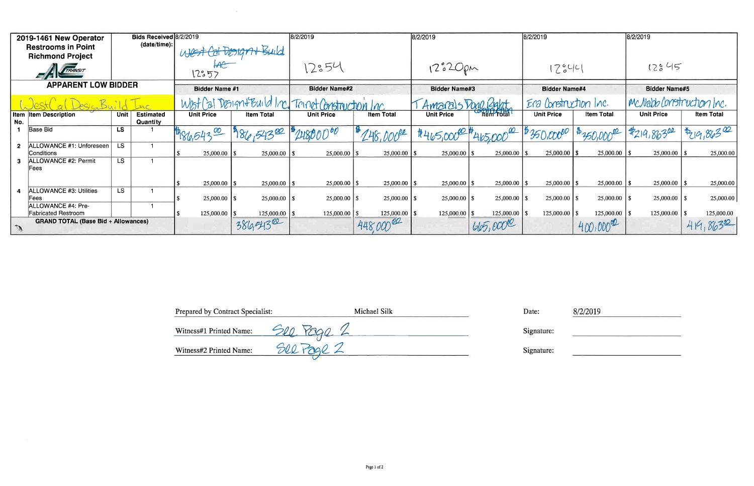| 2019-1461 New Operator Restrooms in Point Richmond Project | | Bids Received (date/time): | 8/2/2019 West Cal Design Build Inc 12:57 | | 8/2/2019 12:54 | | 8/2/2019 12:20pm | | 8/2/2019 12:44 | | 8/2/2019 12:45 | |
|---|---|---|---|---|---|---|---|---|---|---|---|---|
| APPARENT LOW BIDDER | | | Bidder Name #1 | | Bidder Name#2 | | Bidder Name#3 | | Bidder Name#4 | | Bidder Name#5 | |
| West Cal Design Build Inc | | | West Cal Design Build Inc. | | Trinet Construction Inc. | | T Amaral's Done Right Construction | | Era Construction Inc. | | McNabb Construction Inc. | |
| Item No. | Item Description | Unit | Estimated Quantity | Unit Price | Item Total | Unit Price | Item Total | Unit Price | Item Total | Unit Price | Item Total | Unit Price | Item Total |
| 1 | Base Bid | LS | 1 | $186,543.00 | $186,543.00 | $248,000.00 | $248,000.00 | $465,000.00 | $465,000.00 | $350,000.00 | $350,000.00 | $219,863.00 | $219,863.00 |
| 2 | ALLOWANCE #1: Unforeseen Conditions | LS | 1 | $ 25,000.00 | $ 25,000.00 | $ 25,000.00 | $ 25,000.00 | $ 25,000.00 | $ 25,000.00 | $ 25,000.00 | $ 25,000.00 | $ 25,000.00 | $ 25,000.00 |
| 3 | ALLOWANCE #2: Permit Fees | LS | 1 | $ 25,000.00 | $ 25,000.00 | $ 25,000.00 | $ 25,000.00 | $ 25,000.00 | $ 25,000.00 | $ 25,000.00 | $ 25,000.00 | $ 25,000.00 | $ 25,000.00 |
| 4 | ALLOWANCE #3: Utilities Fees | LS | 1 | $ 25,000.00 | $ 25,000.00 | $ 25,000.00 | $ 25,000.00 | $ 25,000.00 | $ 25,000.00 | $ 25,000.00 | $ 25,000.00 | $ 25,000.00 | $ 25,000.00 |
| | ALLOWANCE #4: Pre-Fabricated Restroom | | 1 | $ 125,000.00 | $ 125,000.00 | $ 125,000.00 | $ 125,000.00 | $ 125,000.00 | $ 125,000.00 | $ 125,000.00 | $ 125,000.00 | $ 125,000.00 | $ 125,000.00 |
| | GRAND TOTAL (Base Bid + Allowances) | | | | 386,543.00 | | 448,000.00 | | 665,000.00 | | 400,000.00 | | 419,863.00 |

Prepared by Contract Specialist: Michael Silk Date: 8/2/2019

Witness#1 Printed Name: See Page 2 Signature:

Witness#2 Printed Name: See Page 2 Signature: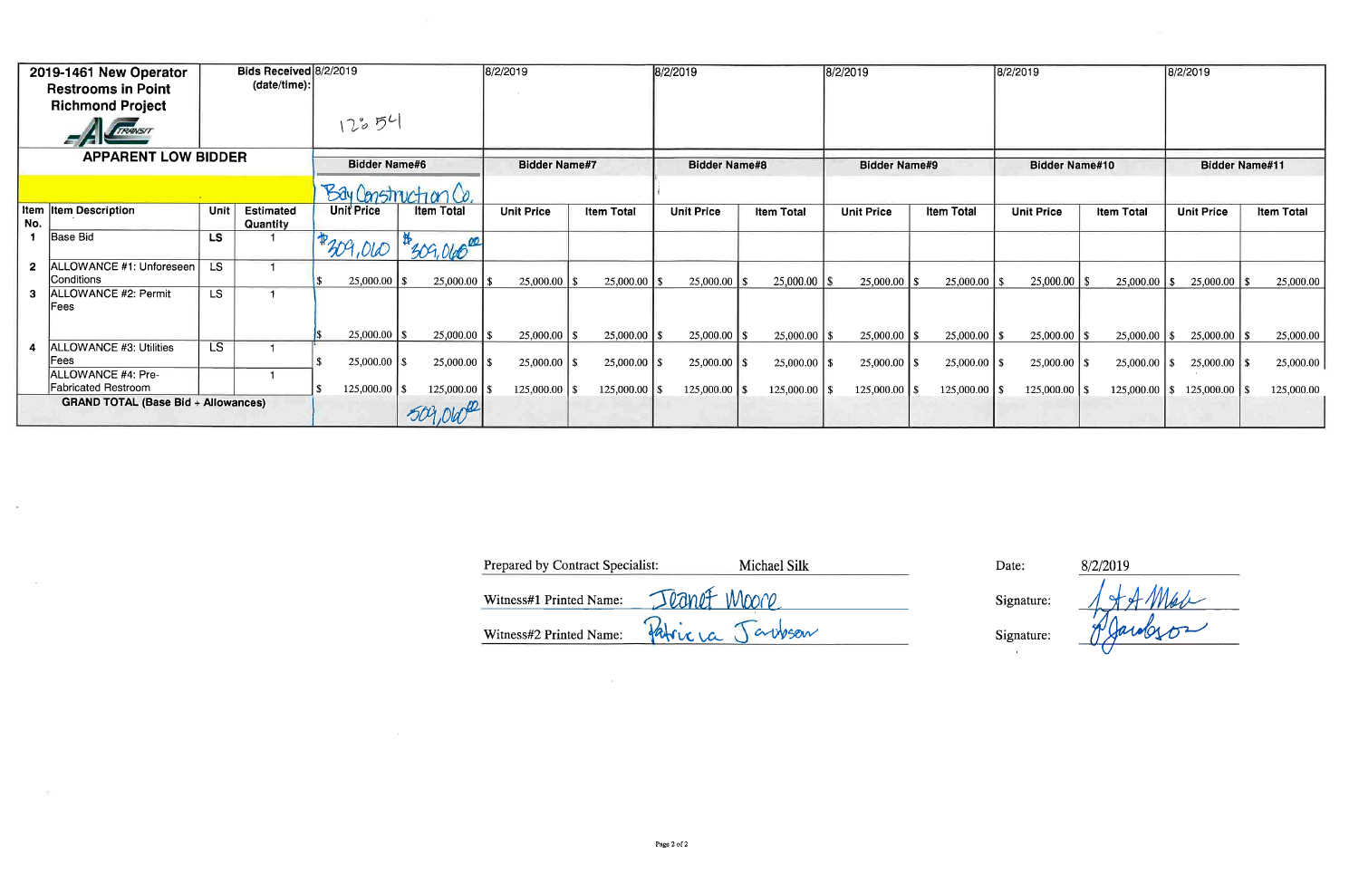| 2019-1461 New Operator Restrooms in Point Richmond Project | | | Bids Received (date/time): | 8/2/2019 12:54 | | 8/2/2019 | | 8/2/2019 | | 8/2/2019 | | 8/2/2019 | | 8/2/2019 | |
|---|---|---|---|---|---|---|---|---|---|---|---|---|---|---|---|
| APPARENT LOW BIDDER | | | | Bidder Name#6 | | Bidder Name#7 | | Bidder Name#8 | | Bidder Name#9 | | Bidder Name#10 | | Bidder Name#11 | |
| | | | | Bay Construction Co. | | | | | | | | | | | |
| Item No. | Item Description | Unit | Estimated Quantity | Unit Price | Item Total | Unit Price | Item Total | Unit Price | Item Total | Unit Price | Item Total | Unit Price | Item Total | Unit Price | Item Total |
| 1 | Base Bid | LS | 1 | $309,060 | $309,060.00 | | | | | | | | | | |
| 2 | ALLOWANCE #1: Unforeseen Conditions | LS | 1 | $ 25,000.00 | $ 25,000.00 | $ 25,000.00 | $ 25,000.00 | $ 25,000.00 | $ 25,000.00 | $ 25,000.00 | $ 25,000.00 | $ 25,000.00 | $ 25,000.00 | $ 25,000.00 | $ 25,000.00 |
| 3 | ALLOWANCE #2: Permit Fees | LS | 1 | $ 25,000.00 | $ 25,000.00 | $ 25,000.00 | $ 25,000.00 | $ 25,000.00 | $ 25,000.00 | $ 25,000.00 | $ 25,000.00 | $ 25,000.00 | $ 25,000.00 | $ 25,000.00 | $ 25,000.00 |
| 4 | ALLOWANCE #3: Utilities Fees | LS | 1 | $ 25,000.00 | $ 25,000.00 | $ 25,000.00 | $ 25,000.00 | $ 25,000.00 | $ 25,000.00 | $ 25,000.00 | $ 25,000.00 | $ 25,000.00 | $ 25,000.00 | $ 25,000.00 | $ 25,000.00 |
| | ALLOWANCE #4: Pre-Fabricated Restroom | | 1 | $ 125,000.00 | $ 125,000.00 | $ 125,000.00 | $ 125,000.00 | $ 125,000.00 | $ 125,000.00 | $ 125,000.00 | $ 125,000.00 | $ 125,000.00 | $ 125,000.00 | $ 125,000.00 | $ 125,000.00 |
| GRAND TOTAL (Base Bid + Allowances) | | | | | 509,060.00 | | | | | | | | | | |

Prepared by Contract Specialist: Michael Silk

Date: 8/2/2019

Witness#1 Printed Name: Jeanet Moore

Signature: [signature]

Witness#2 Printed Name: Patricia Jacobson

Signature: [signature]